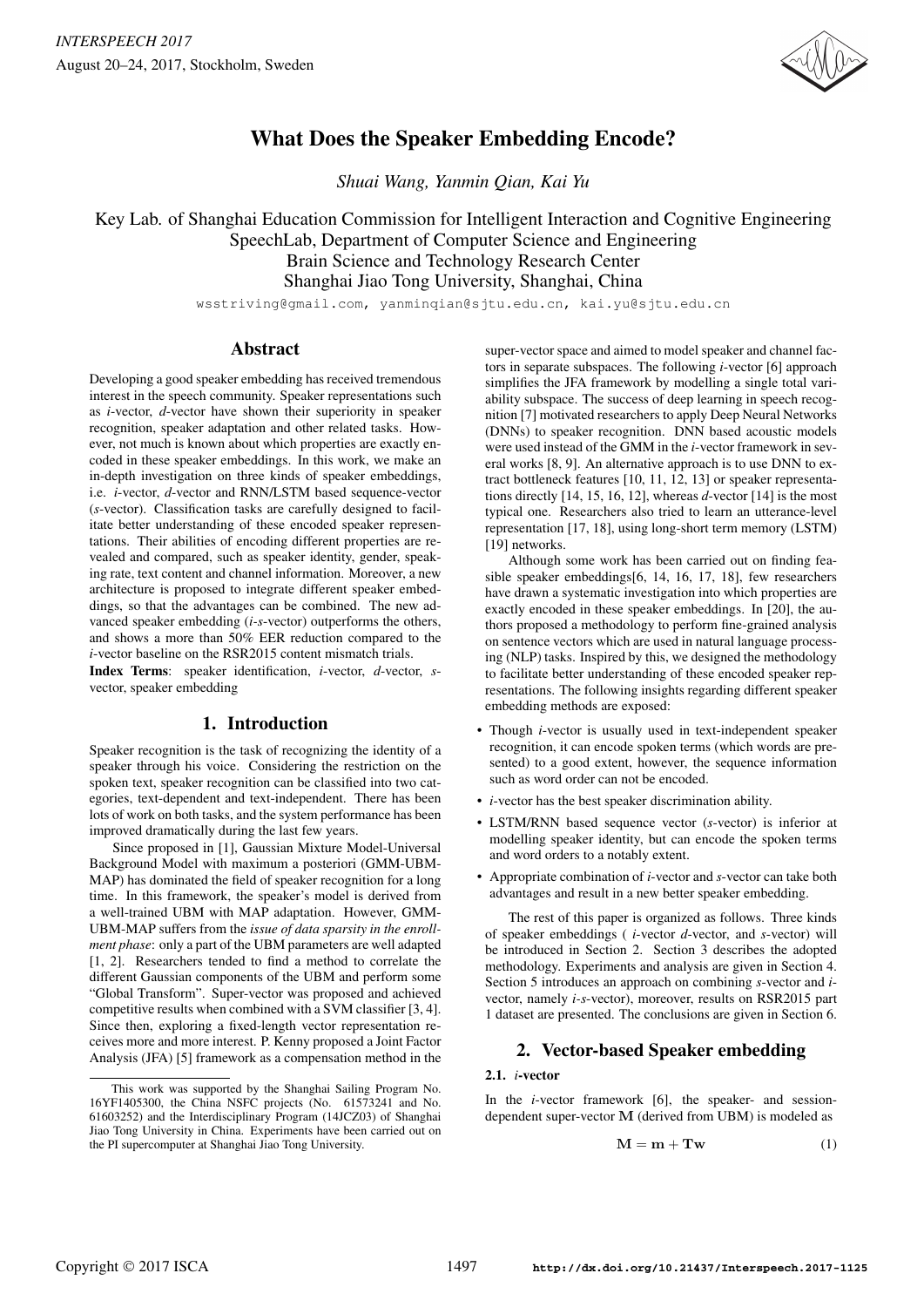# What Does the Speaker Embedding Encode?

*Shuai Wang, Yanmin Qian, Kai Yu*

Key Lab. of Shanghai Education Commission for Intelligent Interaction and Cognitive Engineering
SpeechLab, Department of Computer Science and Engineering
Brain Science and Technology Research Center
Shanghai Jiao Tong University, Shanghai, China

wsstriving@gmail.com, yanminqian@sjtu.edu.cn, kai.yu@sjtu.edu.cn

## Abstract

Developing a good speaker embedding has received tremendous interest in the speech community. Speaker representations such as *i*-vector, *d*-vector have shown their superiority in speaker recognition, speaker adaptation and other related tasks. However, not much is known about which properties are exactly encoded in these speaker embeddings. In this work, we make an in-depth investigation on three kinds of speaker embeddings, i.e. *i*-vector, *d*-vector and RNN/LSTM based sequence-vector (*s*-vector). Classification tasks are carefully designed to facilitate better understanding of these encoded speaker representations. Their abilities of encoding different properties are revealed and compared, such as speaker identity, gender, speaking rate, text content and channel information. Moreover, a new architecture is proposed to integrate different speaker embeddings, so that the advantages can be combined. The new advanced speaker embedding (*i-s*-vector) outperforms the others, and shows a more than 50% EER reduction compared to the *i*-vector baseline on the RSR2015 content mismatch trials.

**Index Terms**: speaker identification, *i*-vector, *d*-vector, *s*-vector, speaker embedding

## 1. Introduction

Speaker recognition is the task of recognizing the identity of a speaker through his voice. Considering the restriction on the spoken text, speaker recognition can be classified into two categories, text-dependent and text-independent. There has been lots of work on both tasks, and the system performance has been improved dramatically during the last few years.

Since proposed in [1], Gaussian Mixture Model-Universal Background Model with maximum a posteriori (GMM-UBM-MAP) has dominated the field of speaker recognition for a long time. In this framework, the speaker's model is derived from a well-trained UBM with MAP adaptation. However, GMM-UBM-MAP suffers from the *issue of data sparsity in the enrollment phase*: only a part of the UBM parameters are well adapted [1, 2]. Researchers tended to find a method to correlate the different Gaussian components of the UBM and perform some "Global Transform". Super-vector was proposed and achieved competitive results when combined with a SVM classifier [3, 4]. Since then, exploring a fixed-length vector representation receives more and more interest. P. Kenny proposed a Joint Factor Analysis (JFA) [5] framework as a compensation method in the super-vector space and aimed to model speaker and channel factors in separate subspaces. The following *i*-vector [6] approach simplifies the JFA framework by modelling a single total variability subspace. The success of deep learning in speech recognition [7] motivated researchers to apply Deep Neural Networks (DNNs) to speaker recognition. DNN based acoustic models were used instead of the GMM in the *i*-vector framework in several works [8, 9]. An alternative approach is to use DNN to extract bottleneck features [10, 11, 12, 13] or speaker representations directly [14, 15, 16, 12], whereas *d*-vector [14] is the most typical one. Researchers also tried to learn an utterance-level representation [17, 18], using long-short term memory (LSTM) [19] networks.

Although some work has been carried out on finding feasible speaker embeddings[6, 14, 16, 17, 18], few researchers have drawn a systematic investigation into which properties are exactly encoded in these speaker embeddings. In [20], the authors proposed a methodology to perform fine-grained analysis on sentence vectors which are used in natural language processing (NLP) tasks. Inspired by this, we designed the methodology to facilitate better understanding of these encoded speaker representations. The following insights regarding different speaker embedding methods are exposed:

- Though *i*-vector is usually used in text-independent speaker recognition, it can encode spoken terms (which words are presented) to a good extent, however, the sequence information such as word order can not be encoded.
- *i*-vector has the best speaker discrimination ability.
- LSTM/RNN based sequence vector (*s*-vector) is inferior at modelling speaker identity, but can encode the spoken terms and word orders to a notably extent.
- Appropriate combination of *i*-vector and *s*-vector can take both advantages and result in a new better speaker embedding.

The rest of this paper is organized as follows. Three kinds of speaker embeddings ( *i*-vector *d*-vector, and *s*-vector) will be introduced in Section 2. Section 3 describes the adopted methodology. Experiments and analysis are given in Section 4. Section 5 introduces an approach on combining *s*-vector and *i*-vector, namely *i-s*-vector), moreover, results on RSR2015 part 1 dataset are presented. The conclusions are given in Section 6.

## 2. Vector-based Speaker embedding

### 2.1. *i*-vector

In the *i*-vector framework [6], the speaker- and session-dependent super-vector $\mathbf{M}$ (derived from UBM) is modeled as

$$\mathbf{M} = \mathbf{m} + \mathbf{T}\mathbf{w} \tag{1}$$

---

This work was supported by the Shanghai Sailing Program No. 16YF1405300, the China NSFC projects (No. 61573241 and No. 61603252) and the Interdisciplinary Program (14JCZ03) of Shanghai Jiao Tong University in China. Experiments have been carried out on the PI supercomputer at Shanghai Jiao Tong University.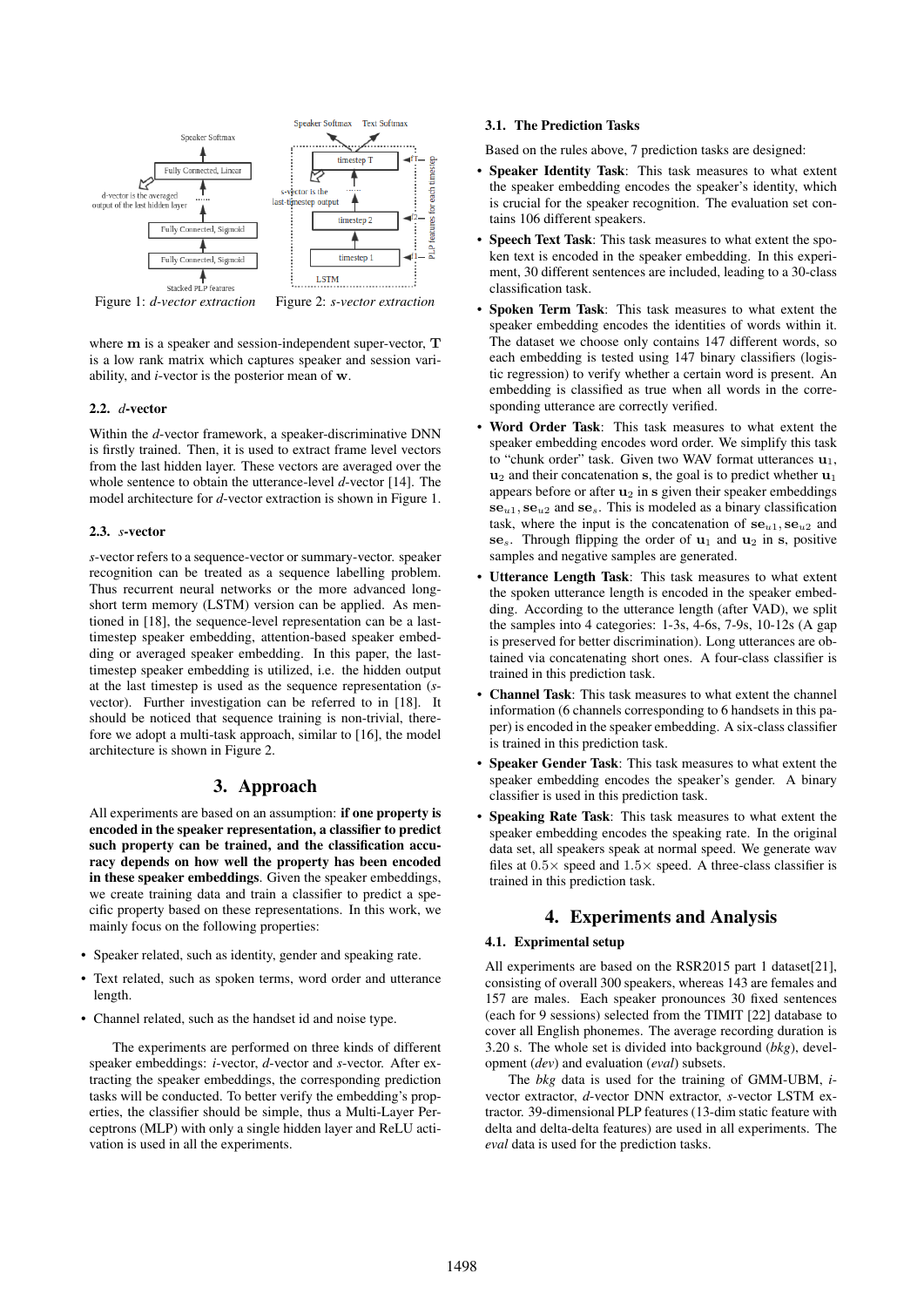Figure 1: *d-vector extraction*

Figure 2: *s-vector extraction*

where $\mathbf{m}$ is a speaker and session-independent super-vector, $\mathbf{T}$ is a low rank matrix which captures speaker and session variability, and *i*-vector is the posterior mean of $\mathbf{w}$.

### 2.2. *d*-vector

Within the *d*-vector framework, a speaker-discriminative DNN is firstly trained. Then, it is used to extract frame level vectors from the last hidden layer. These vectors are averaged over the whole sentence to obtain the utterance-level *d*-vector [14]. The model architecture for *d*-vector extraction is shown in Figure 1.

### 2.3. *s*-vector

*s*-vector refers to a sequence-vector or summary-vector. speaker recognition can be treated as a sequence labelling problem. Thus recurrent neural networks or the more advanced long-short term memory (LSTM) version can be applied. As mentioned in [18], the sequence-level representation can be a last-timestep speaker embedding, attention-based speaker embedding or averaged speaker embedding. In this paper, the last-timestep speaker embedding is utilized, i.e. the hidden output at the last timestep is used as the sequence representation (*s*-vector). Further investigation can be referred to in [18]. It should be noticed that sequence training is non-trivial, therefore we adopt a multi-task approach, similar to [16], the model architecture is shown in Figure 2.

## 3. Approach

All experiments are based on an assumption: **if one property is encoded in the speaker representation, a classifier to predict such property can be trained, and the classification accuracy depends on how well the property has been encoded in these speaker embeddings**. Given the speaker embeddings, we create training data and train a classifier to predict a specific property based on these representations. In this work, we mainly focus on the following properties:

- Speaker related, such as identity, gender and speaking rate.
- Text related, such as spoken terms, word order and utterance length.
- Channel related, such as the handset id and noise type.

The experiments are performed on three kinds of different speaker embeddings: *i*-vector, *d*-vector and *s*-vector. After extracting the speaker embeddings, the corresponding prediction tasks will be conducted. To better verify the embedding's properties, the classifier should be simple, thus a Multi-Layer Perceptrons (MLP) with only a single hidden layer and ReLU activation is used in all the experiments.

### 3.1. The Prediction Tasks

Based on the rules above, 7 prediction tasks are designed:

- **Speaker Identity Task**: This task measures to what extent the speaker embedding encodes the speaker's identity, which is crucial for the speaker recognition. The evaluation set contains 106 different speakers.
- **Speech Text Task**: This task measures to what extent the spoken text is encoded in the speaker embedding. In this experiment, 30 different sentences are included, leading to a 30-class classification task.
- **Spoken Term Task**: This task measures to what extent the speaker embedding encodes the identities of words within it. The dataset we choose only contains 147 different words, so each embedding is tested using 147 binary classifiers (logistic regression) to verify whether a certain word is present. An embedding is classified as true when all words in the corresponding utterance are correctly verified.
- **Word Order Task**: This task measures to what extent the speaker embedding encodes word order. We simplify this task to "chunk order" task. Given two WAV format utterances $\mathbf{u}_1$, $\mathbf{u}_2$ and their concatenation $\mathbf{s}$, the goal is to predict whether $\mathbf{u}_1$ appears before or after $\mathbf{u}_2$ in $\mathbf{s}$ given their speaker embeddings $\mathbf{se}_{u1}$, $\mathbf{se}_{u2}$ and $\mathbf{se}_s$. This is modeled as a binary classification task, where the input is the concatenation of $\mathbf{se}_{u1}, \mathbf{se}_{u2}$ and $\mathbf{se}_s$. Through flipping the order of $\mathbf{u}_1$ and $\mathbf{u}_2$ in $\mathbf{s}$, positive samples and negative samples are generated.
- **Utterance Length Task**: This task measures to what extent the spoken utterance length is encoded in the speaker embedding. According to the utterance length (after VAD), we split the samples into 4 categories: 1-3s, 4-6s, 7-9s, 10-12s (A gap is preserved for better discrimination). Long utterances are obtained via concatenating short ones. A four-class classifier is trained in this prediction task.
- **Channel Task**: This task measures to what extent the channel information (6 channels corresponding to 6 handsets in this paper) is encoded in the speaker embedding. A six-class classifier is trained in this prediction task.
- **Speaker Gender Task**: This task measures to what extent the speaker embedding encodes the speaker's gender. A binary classifier is used in this prediction task.
- **Speaking Rate Task**: This task measures to what extent the speaker embedding encodes the speaking rate. In the original data set, all speakers speak at normal speed. We generate wav files at $0.5\times$ speed and $1.5\times$ speed. A three-class classifier is trained in this prediction task.

## 4. Experiments and Analysis

### 4.1. Exprimental setup

All experiments are based on the RSR2015 part 1 dataset[21], consisting of overall 300 speakers, whereas 143 are females and 157 are males. Each speaker pronounces 30 fixed sentences (each for 9 sessions) selected from the TIMIT [22] database to cover all English phonemes. The average recording duration is 3.20 s. The whole set is divided into background (*bkg*), development (*dev*) and evaluation (*eval*) subsets.

The *bkg* data is used for the training of GMM-UBM, *i*-vector extractor, *d*-vector DNN extractor, *s*-vector LSTM extractor. 39-dimensional PLP features (13-dim static feature with delta and delta-delta features) are used in all experiments. The *eval* data is used for the prediction tasks.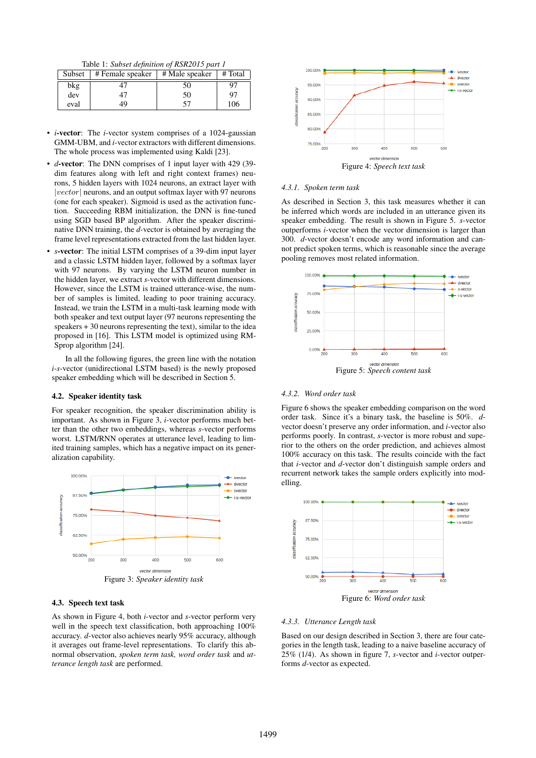Table 1: *Subset definition of RSR2015 part 1*

| Subset | # Female speaker | # Male speaker | # Total |
|---|---|---|---|
| bkg | 47 | 50 | 97 |
| dev | 47 | 50 | 97 |
| eval | 49 | 57 | 106 |

- ***i*-vector**: The *i*-vector system comprises of a 1024-gaussian GMM-UBM, and *i*-vector extractors with different dimensions. The whole process was implemented using Kaldi [23].
- ***d*-vector**: The DNN comprises of 1 input layer with 429 (39-dim features along with left and right context frames) neurons, 5 hidden layers with 1024 neurons, an extract layer with $|vector|$ neurons, and an output softmax layer with 97 neurons (one for each speaker). Sigmoid is used as the activation function. Succeeding RBM initialization, the DNN is fine-tuned using SGD based BP algorithm. After the speaker discriminative DNN training, the *d*-vector is obtained by averaging the frame level representations extracted from the last hidden layer.
- ***s*-vector**: The initial LSTM comprises of a 39-dim input layer and a classic LSTM hidden layer, followed by a softmax layer with 97 neurons. By varying the LSTM neuron number in the hidden layer, we extract *s*-vector with different dimensions. However, since the LSTM is trained utterance-wise, the number of samples is limited, leading to poor training accuracy. Instead, we train the LSTM in a multi-task learning mode with both speaker and text output layer (97 neurons representing the speakers + 30 neurons representing the text), similar to the idea proposed in [16]. This LSTM model is optimized using RMSprop algorithm [24].

In all the following figures, the green line with the notation *i-s*-vector (unidirectional LSTM based) is the newly proposed speaker embedding which will be described in Section 5.

### 4.2. Speaker identity task

For speaker recognition, the speaker discrimination ability is important. As shown in Figure 3, *i*-vector performs much better than the other two embeddings, whereas *s*-vector performs worst. LSTM/RNN operates at utterance level, leading to limited training samples, which has a negative impact on its generalization capability.

Figure 3: *Speaker identity task*

### 4.3. Speech text task

As shown in Figure 4, both *i*-vector and *s*-vector perform very well in the speech text classification, both approaching 100% accuracy. *d*-vector also achieves nearly 95% accuracy, although it averages out frame-level representations. To clarify this abnormal observation, *spoken term task, word order task* and *utterance length task* are performed.

Figure 4: *Speech text task*

#### 4.3.1. Spoken term task

As described in Section 3, this task measures whether it can be inferred which words are included in an utterance given its speaker embedding. The result is shown in Figure 5. *s*-vector outperforms *i*-vector when the vector dimension is larger than 300. *d*-vector doesn't encode any word information and cannot predict spoken terms, which is reasonable since the average pooling removes most related information.

Figure 5: *Speech content task*

#### 4.3.2. Word order task

Figure 6 shows the speaker embedding comparison on the word order task. Since it's a binary task, the baseline is 50%. *d*-vector doesn't preserve any order information, and *i*-vector also performs poorly. In contrast, *s*-vector is more robust and superior to the others on the order prediction, and achieves almost 100% accuracy on this task. The results coincide with the fact that *i*-vector and *d*-vector don't distinguish sample orders and recurrent network takes the sample orders explicitly into modelling.

Figure 6: *Word order task*

#### 4.3.3. Utterance Length task

Based on our design described in Section 3, there are four categories in the length task, leading to a naive baseline accuracy of 25% (1/4). As shown in figure 7, *s*-vector and *i*-vector outperforms *d*-vector as expected.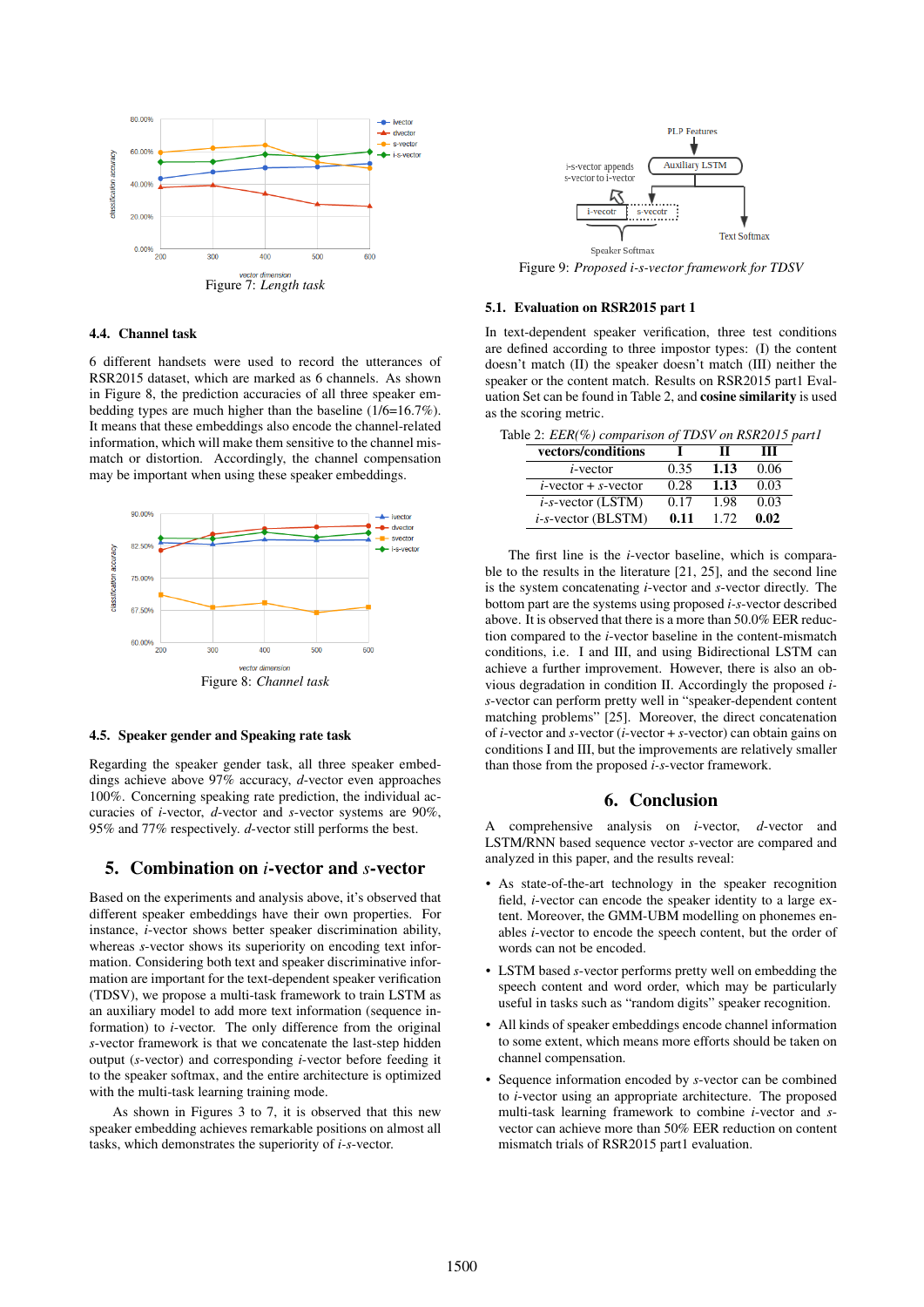Figure 7: *Length task*

### 4.4. Channel task

6 different handsets were used to record the utterances of RSR2015 dataset, which are marked as 6 channels. As shown in Figure 8, the prediction accuracies of all three speaker embedding types are much higher than the baseline (1/6=16.7%). It means that these embeddings also encode the channel-related information, which will make them sensitive to the channel mismatch or distortion. Accordingly, the channel compensation may be important when using these speaker embeddings.

Figure 8: *Channel task*

### 4.5. Speaker gender and Speaking rate task

Regarding the speaker gender task, all three speaker embeddings achieve above 97% accuracy, *d*-vector even approaches 100%. Concerning speaking rate prediction, the individual accuracies of *i*-vector, *d*-vector and *s*-vector systems are 90%, 95% and 77% respectively. *d*-vector still performs the best.

## 5. Combination on *i*-vector and *s*-vector

Based on the experiments and analysis above, it's observed that different speaker embeddings have their own properties. For instance, *i*-vector shows better speaker discrimination ability, whereas *s*-vector shows its superiority on encoding text information. Considering both text and speaker discriminative information are important for the text-dependent speaker verification (TDSV), we propose a multi-task framework to train LSTM as an auxiliary model to add more text information (sequence information) to *i*-vector. The only difference from the original *s*-vector framework is that we concatenate the last-step hidden output (*s*-vector) and corresponding *i*-vector before feeding it to the speaker softmax, and the entire architecture is optimized with the multi-task learning training mode.

As shown in Figures 3 to 7, it is observed that this new speaker embedding achieves remarkable positions on almost all tasks, which demonstrates the superiority of *i*-*s*-vector.

Figure 9: *Proposed i-s-vector framework for TDSV*

### 5.1. Evaluation on RSR2015 part 1

In text-dependent speaker verification, three test conditions are defined according to three impostor types: (I) the content doesn't match (II) the speaker doesn't match (III) neither the speaker or the content match. Results on RSR2015 part1 Evaluation Set can be found in Table 2, and **cosine similarity** is used as the scoring metric.

Table 2: *EER(%) comparison of TDSV on RSR2015 part1*

| vectors/conditions | I | II | III |
|---|---|---|---|
| *i*-vector | 0.35 | **1.13** | 0.06 |
| *i*-vector + *s*-vector | 0.28 | **1.13** | 0.03 |
| *i*-*s*-vector (LSTM) | 0.17 | 1.98 | 0.03 |
| *i*-*s*-vector (BLSTM) | **0.11** | 1.72 | **0.02** |

The first line is the *i*-vector baseline, which is comparable to the results in the literature [21, 25], and the second line is the system concatenating *i*-vector and *s*-vector directly. The bottom part are the systems using proposed *i*-*s*-vector described above. It is observed that there is a more than 50.0% EER reduction compared to the *i*-vector baseline in the content-mismatch conditions, i.e. I and III, and using Bidirectional LSTM can achieve a further improvement. However, there is also an obvious degradation in condition II. Accordingly the proposed *i*-*s*-vector can perform pretty well in "speaker-dependent content matching problems" [25]. Moreover, the direct concatenation of *i*-vector and *s*-vector (*i*-vector + *s*-vector) can obtain gains on conditions I and III, but the improvements are relatively smaller than those from the proposed *i*-*s*-vector framework.

## 6. Conclusion

A comprehensive analysis on *i*-vector, *d*-vector and LSTM/RNN based sequence vector *s*-vector are compared and analyzed in this paper, and the results reveal:

- As state-of-the-art technology in the speaker recognition field, *i*-vector can encode the speaker identity to a large extent. Moreover, the GMM-UBM modelling on phonemes enables *i*-vector to encode the speech content, but the order of words can not be encoded.
- LSTM based *s*-vector performs pretty well on embedding the speech content and word order, which may be particularly useful in tasks such as "random digits" speaker recognition.
- All kinds of speaker embeddings encode channel information to some extent, which means more efforts should be taken on channel compensation.
- Sequence information encoded by *s*-vector can be combined to *i*-vector using an appropriate architecture. The proposed multi-task learning framework to combine *i*-vector and *s*-vector can achieve more than 50% EER reduction on content mismatch trials of RSR2015 part1 evaluation.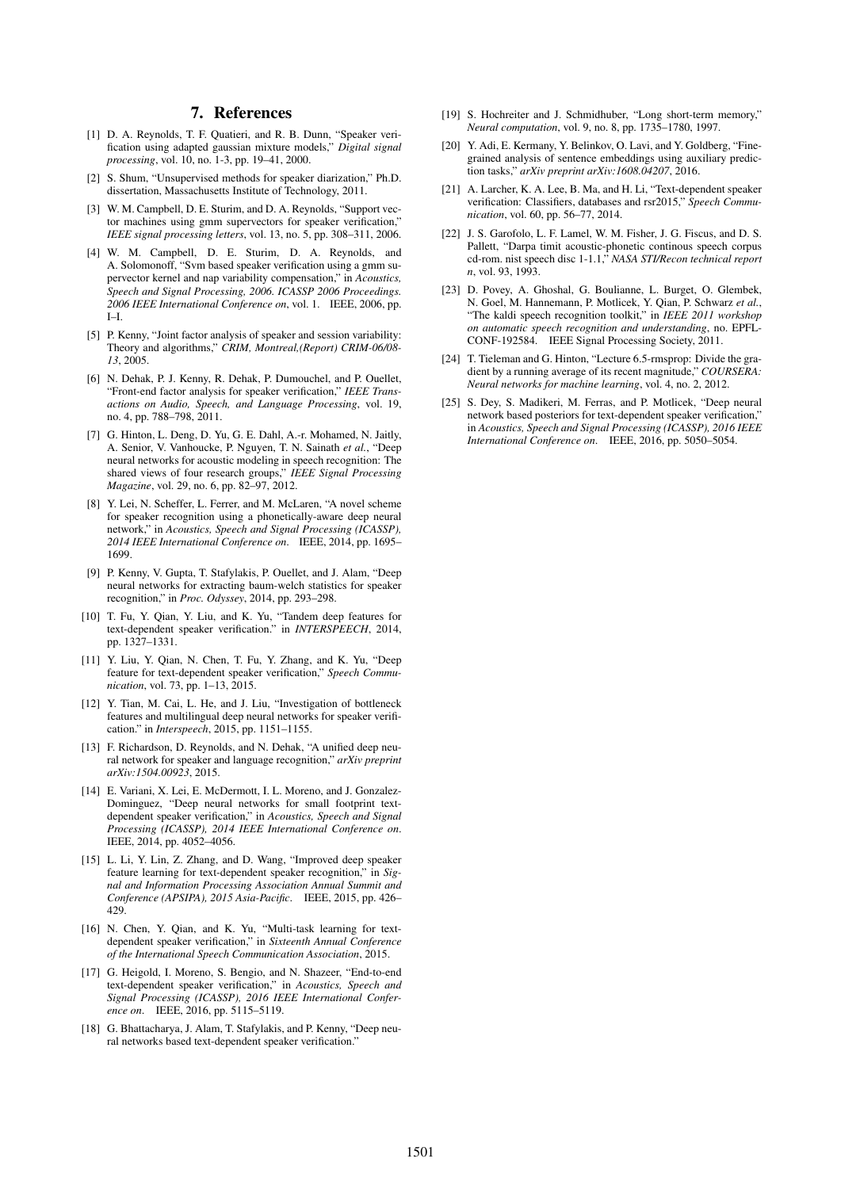## 7. References

[1] D. A. Reynolds, T. F. Quatieri, and R. B. Dunn, "Speaker verification using adapted gaussian mixture models," *Digital signal processing*, vol. 10, no. 1-3, pp. 19–41, 2000.

[2] S. Shum, "Unsupervised methods for speaker diarization," Ph.D. dissertation, Massachusetts Institute of Technology, 2011.

[3] W. M. Campbell, D. E. Sturim, and D. A. Reynolds, "Support vector machines using gmm supervectors for speaker verification," *IEEE signal processing letters*, vol. 13, no. 5, pp. 308–311, 2006.

[4] W. M. Campbell, D. E. Sturim, D. A. Reynolds, and A. Solomonoff, "Svm based speaker verification using a gmm supervector kernel and nap variability compensation," in *Acoustics, Speech and Signal Processing, 2006. ICASSP 2006 Proceedings. 2006 IEEE International Conference on*, vol. 1. IEEE, 2006, pp. I–I.

[5] P. Kenny, "Joint factor analysis of speaker and session variability: Theory and algorithms," *CRIM, Montreal,(Report) CRIM-06/08-13*, 2005.

[6] N. Dehak, P. J. Kenny, R. Dehak, P. Dumouchel, and P. Ouellet, "Front-end factor analysis for speaker verification," *IEEE Transactions on Audio, Speech, and Language Processing*, vol. 19, no. 4, pp. 788–798, 2011.

[7] G. Hinton, L. Deng, D. Yu, G. E. Dahl, A.-r. Mohamed, N. Jaitly, A. Senior, V. Vanhoucke, P. Nguyen, T. N. Sainath *et al.*, "Deep neural networks for acoustic modeling in speech recognition: The shared views of four research groups," *IEEE Signal Processing Magazine*, vol. 29, no. 6, pp. 82–97, 2012.

[8] Y. Lei, N. Scheffer, L. Ferrer, and M. McLaren, "A novel scheme for speaker recognition using a phonetically-aware deep neural network," in *Acoustics, Speech and Signal Processing (ICASSP), 2014 IEEE International Conference on*. IEEE, 2014, pp. 1695–1699.

[9] P. Kenny, V. Gupta, T. Stafylakis, P. Ouellet, and J. Alam, "Deep neural networks for extracting baum-welch statistics for speaker recognition," in *Proc. Odyssey*, 2014, pp. 293–298.

[10] T. Fu, Y. Qian, Y. Liu, and K. Yu, "Tandem deep features for text-dependent speaker verification." in *INTERSPEECH*, 2014, pp. 1327–1331.

[11] Y. Liu, Y. Qian, N. Chen, T. Fu, Y. Zhang, and K. Yu, "Deep feature for text-dependent speaker verification," *Speech Communication*, vol. 73, pp. 1–13, 2015.

[12] Y. Tian, M. Cai, L. He, and J. Liu, "Investigation of bottleneck features and multilingual deep neural networks for speaker verification." in *Interspeech*, 2015, pp. 1151–1155.

[13] F. Richardson, D. Reynolds, and N. Dehak, "A unified deep neural network for speaker and language recognition," *arXiv preprint arXiv:1504.00923*, 2015.

[14] E. Variani, X. Lei, E. McDermott, I. L. Moreno, and J. Gonzalez-Dominguez, "Deep neural networks for small footprint text-dependent speaker verification," in *Acoustics, Speech and Signal Processing (ICASSP), 2014 IEEE International Conference on*. IEEE, 2014, pp. 4052–4056.

[15] L. Li, Y. Lin, Z. Zhang, and D. Wang, "Improved deep speaker feature learning for text-dependent speaker recognition," in *Signal and Information Processing Association Annual Summit and Conference (APSIPA), 2015 Asia-Pacific*. IEEE, 2015, pp. 426–429.

[16] N. Chen, Y. Qian, and K. Yu, "Multi-task learning for text-dependent speaker verification," in *Sixteenth Annual Conference of the International Speech Communication Association*, 2015.

[17] G. Heigold, I. Moreno, S. Bengio, and N. Shazeer, "End-to-end text-dependent speaker verification," in *Acoustics, Speech and Signal Processing (ICASSP), 2016 IEEE International Conference on*. IEEE, 2016, pp. 5115–5119.

[18] G. Bhattacharya, J. Alam, T. Stafylakis, and P. Kenny, "Deep neural networks based text-dependent speaker verification."

[19] S. Hochreiter and J. Schmidhuber, "Long short-term memory," *Neural computation*, vol. 9, no. 8, pp. 1735–1780, 1997.

[20] Y. Adi, E. Kermany, Y. Belinkov, O. Lavi, and Y. Goldberg, "Fine-grained analysis of sentence embeddings using auxiliary prediction tasks," *arXiv preprint arXiv:1608.04207*, 2016.

[21] A. Larcher, K. A. Lee, B. Ma, and H. Li, "Text-dependent speaker verification: Classifiers, databases and rsr2015," *Speech Communication*, vol. 60, pp. 56–77, 2014.

[22] J. S. Garofolo, L. F. Lamel, W. M. Fisher, J. G. Fiscus, and D. S. Pallett, "Darpa timit acoustic-phonetic continous speech corpus cd-rom. nist speech disc 1-1.1," *NASA STI/Recon technical report n*, vol. 93, 1993.

[23] D. Povey, A. Ghoshal, G. Boulianne, L. Burget, O. Glembek, N. Goel, M. Hannemann, P. Motlicek, Y. Qian, P. Schwarz *et al.*, "The kaldi speech recognition toolkit," in *IEEE 2011 workshop on automatic speech recognition and understanding*, no. EPFL-CONF-192584. IEEE Signal Processing Society, 2011.

[24] T. Tieleman and G. Hinton, "Lecture 6.5-rmsprop: Divide the gradient by a running average of its recent magnitude," *COURSERA: Neural networks for machine learning*, vol. 4, no. 2, 2012.

[25] S. Dey, S. Madikeri, M. Ferras, and P. Motlicek, "Deep neural network based posteriors for text-dependent speaker verification," in *Acoustics, Speech and Signal Processing (ICASSP), 2016 IEEE International Conference on*. IEEE, 2016, pp. 5050–5054.